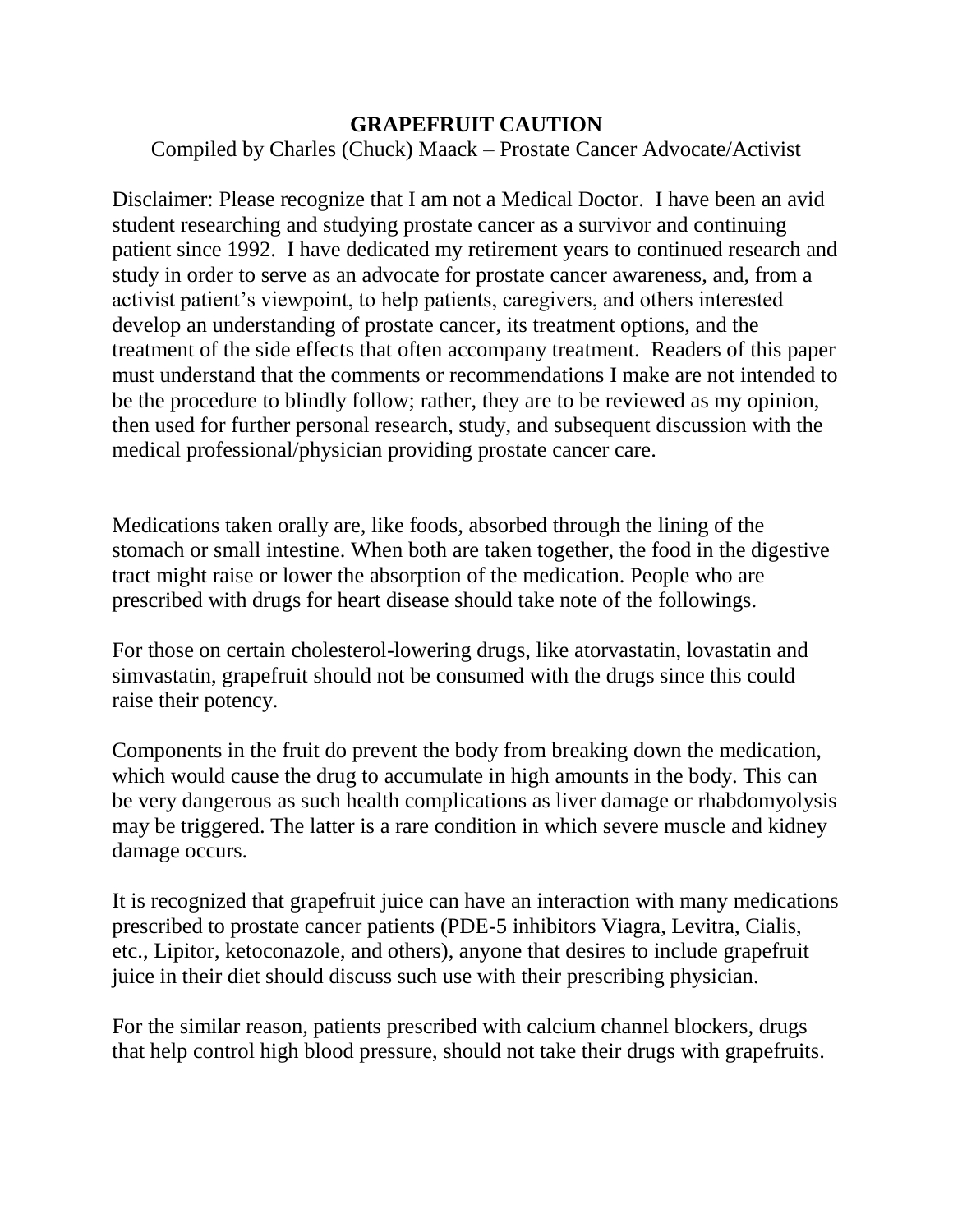# GRAPEFRUIT CAUTION

Compiled by Charles (Chuck) Maack – Prostate Cancer Advocate/Activist

Disclaimer: Please recognize that I am not a Medical Doctor. I have been an avid student researching and studying prostate cancer as a survivor and continuing patient since 1992. I have dedicated my retirement years to continued research and study in order to serve as an advocate for prostate cancer awareness, and, from a activist patient's viewpoint, to help patients, caregivers, and others interested develop an understanding of prostate cancer, its treatment options, and the treatment of the side effects that often accompany treatment. Readers of this paper must understand that the comments or recommendations I make are not intended to be the procedure to blindly follow; rather, they are to be reviewed as my opinion, then used for further personal research, study, and subsequent discussion with the medical professional/physician providing prostate cancer care.

Medications taken orally are, like foods, absorbed through the lining of the stomach or small intestine. When both are taken together, the food in the digestive tract might raise or lower the absorption of the medication. People who are prescribed with drugs for heart disease should take note of the followings.

For those on certain cholesterol-lowering drugs, like atorvastatin, lovastatin and simvastatin, grapefruit should not be consumed with the drugs since this could raise their potency.

Components in the fruit do prevent the body from breaking down the medication, which would cause the drug to accumulate in high amounts in the body. This can be very dangerous as such health complications as liver damage or rhabdomyolysis may be triggered. The latter is a rare condition in which severe muscle and kidney damage occurs.

It is recognized that grapefruit juice can have an interaction with many medications prescribed to prostate cancer patients (PDE-5 inhibitors Viagra, Levitra, Cialis, etc., Lipitor, ketoconazole, and others), anyone that desires to include grapefruit juice in their diet should discuss such use with their prescribing physician.

For the similar reason, patients prescribed with calcium channel blockers, drugs that help control high blood pressure, should not take their drugs with grapefruits.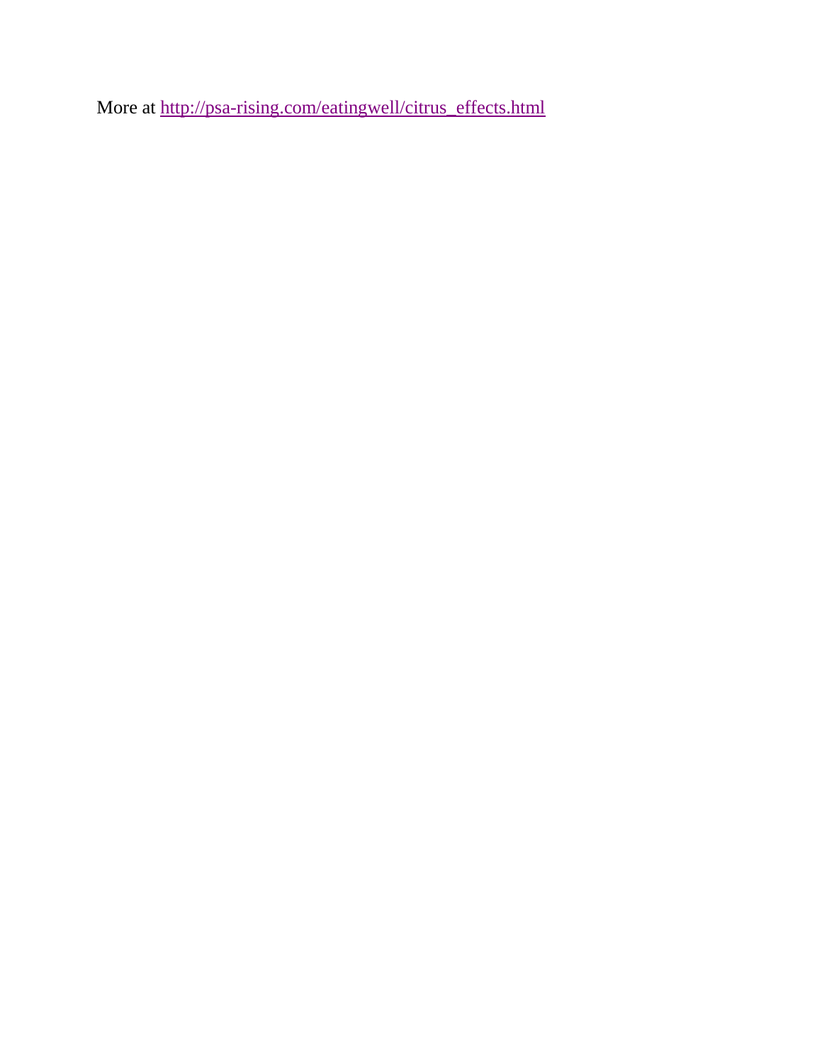More at [http://psa-rising.com/eatingwell/citrus_effects.html](http://psa-rising.com/eatingwell/citrus_effects.html)